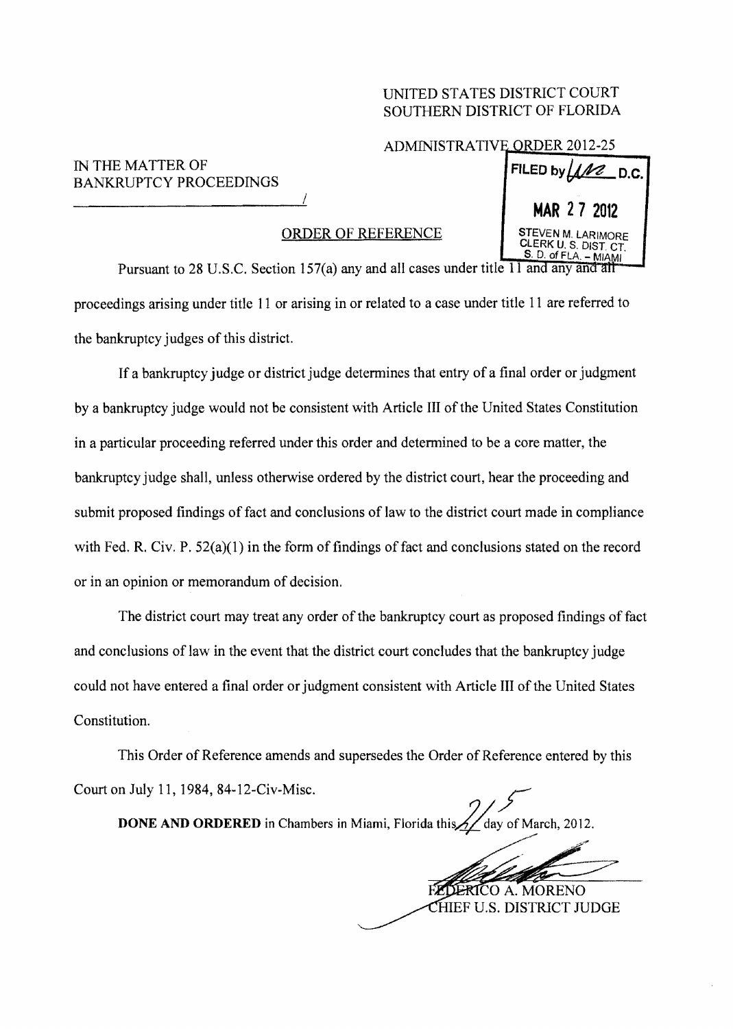UNITED STATES DISTRICT COURT
SOUTHERN DISTRICT OF FLORIDA

ADMINISTRATIVE ORDER 2012-25

IN THE MATTER OF
BANKRUPTCY PROCEEDINGS
_______________________________/

FILED by [signature] D.C.

MAR 27 2012

STEVEN M. LARIMORE
CLERK U. S. DIST. CT.
S. D. of FLA. – MIAMI

ORDER OF REFERENCE

Pursuant to 28 U.S.C. Section 157(a) any and all cases under title 11 and any and all proceedings arising under title 11 or arising in or related to a case under title 11 are referred to the bankruptcy judges of this district.

If a bankruptcy judge or district judge determines that entry of a final order or judgment by a bankruptcy judge would not be consistent with Article III of the United States Constitution in a particular proceeding referred under this order and determined to be a core matter, the bankruptcy judge shall, unless otherwise ordered by the district court, hear the proceeding and submit proposed findings of fact and conclusions of law to the district court made in compliance with Fed. R. Civ. P. 52(a)(1) in the form of findings of fact and conclusions stated on the record or in an opinion or memorandum of decision.

The district court may treat any order of the bankruptcy court as proposed findings of fact and conclusions of law in the event that the district court concludes that the bankruptcy judge could not have entered a final order or judgment consistent with Article III of the United States Constitution.

This Order of Reference amends and supersedes the Order of Reference entered by this Court on July 11, 1984, 84-12-Civ-Misc.

**DONE AND ORDERED** in Chambers in Miami, Florida this 21 day of March, 2012.

FEDERICO A. MORENO
CHIEF U.S. DISTRICT JUDGE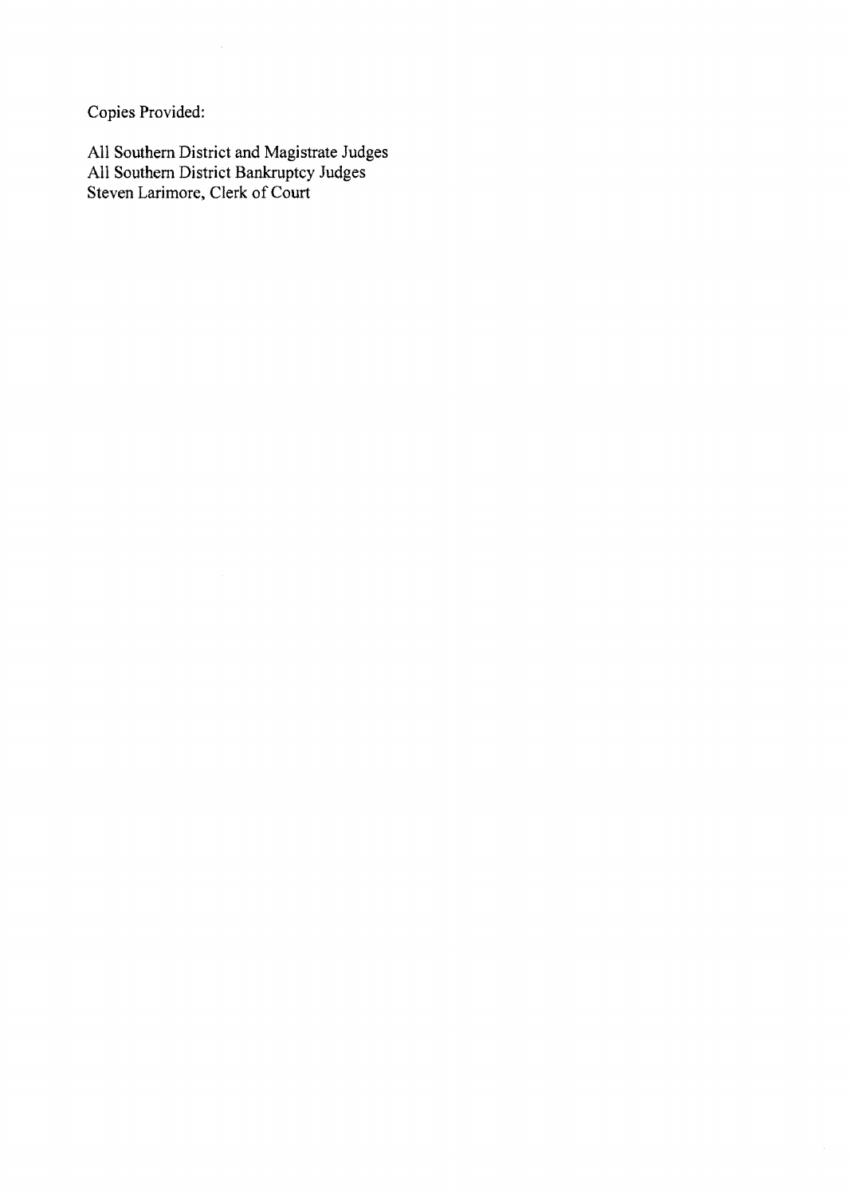Copies Provided:

All Southern District and Magistrate Judges
All Southern District Bankruptcy Judges
Steven Larimore, Clerk of Court